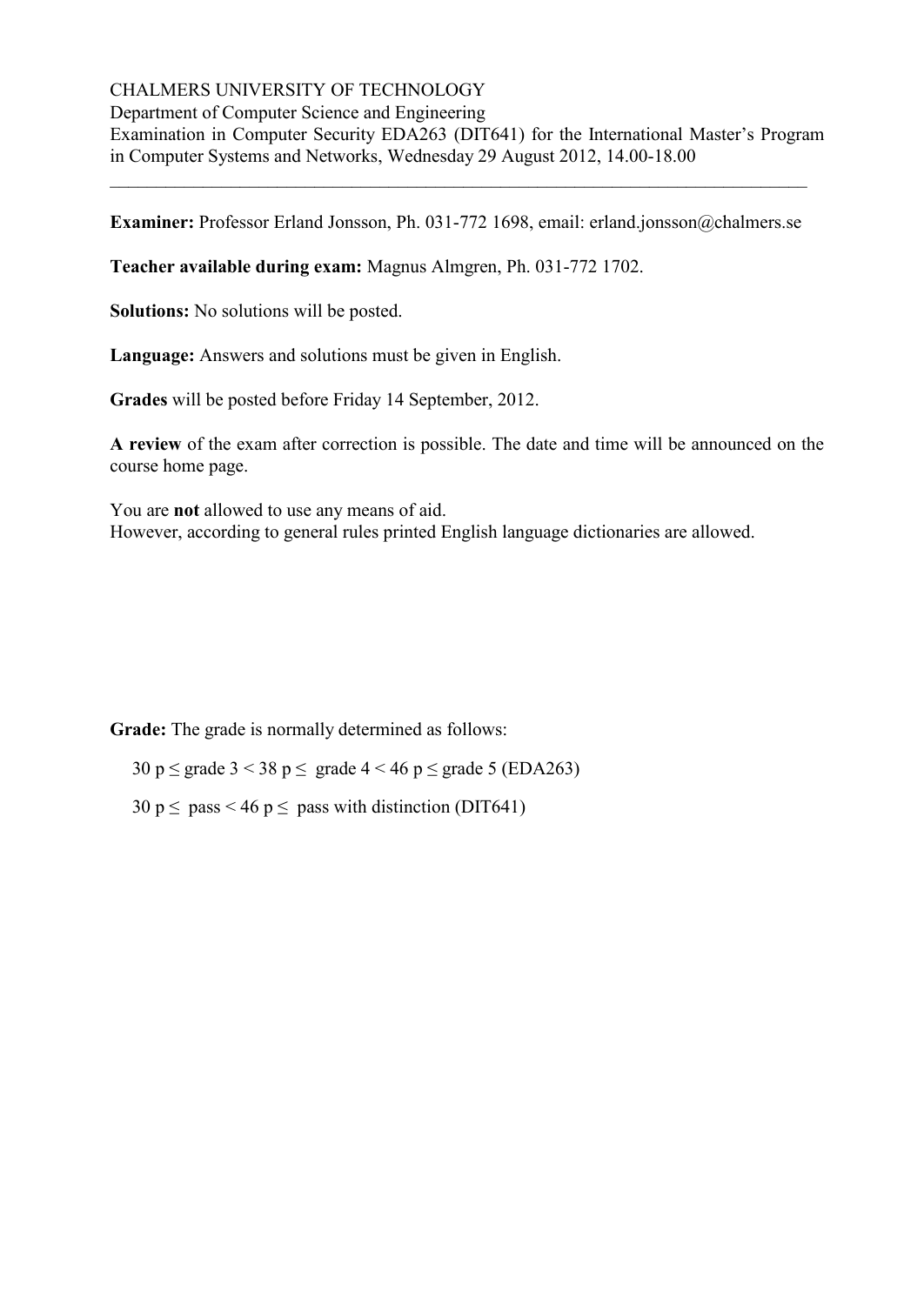CHALMERS UNIVERSITY OF TECHNOLOGY
Department of Computer Science and Engineering
Examination in Computer Security EDA263 (DIT641) for the International Master's Program in Computer Systems and Networks, Wednesday 29 August 2012, 14.00-18.00

---

**Examiner:** Professor Erland Jonsson, Ph. 031-772 1698, email: erland.jonsson@chalmers.se

**Teacher available during exam:** Magnus Almgren, Ph. 031-772 1702.

**Solutions:** No solutions will be posted.

**Language:** Answers and solutions must be given in English.

**Grades** will be posted before Friday 14 September, 2012.

**A review** of the exam after correction is possible. The date and time will be announced on the course home page.

You are **not** allowed to use any means of aid.
However, according to general rules printed English language dictionaries are allowed.

**Grade:** The grade is normally determined as follows:

30 p ≤ grade 3 < 38 p ≤ grade 4 < 46 p ≤ grade 5 (EDA263)

30 p ≤ pass < 46 p ≤ pass with distinction (DIT641)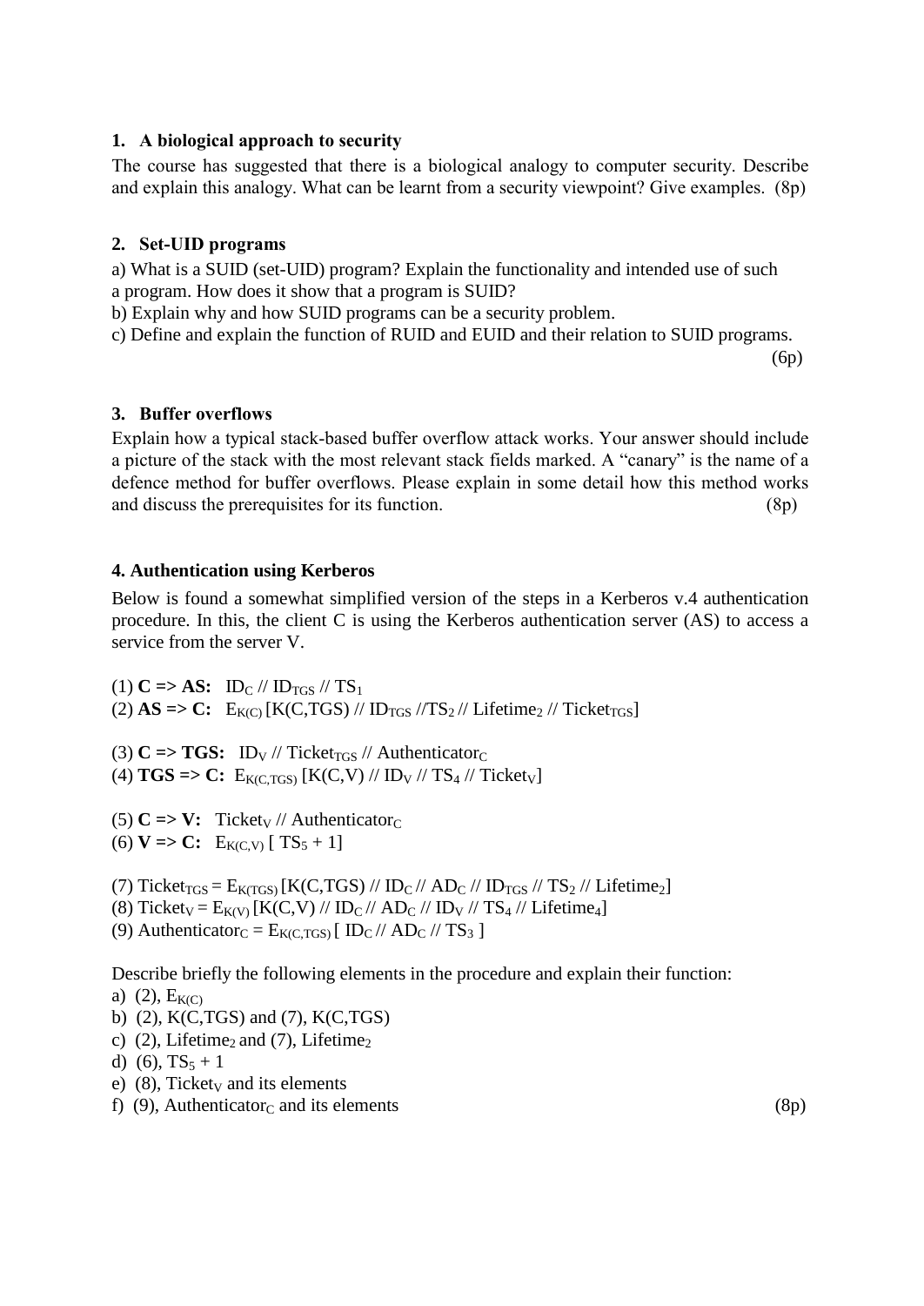**1. A biological approach to security**

The course has suggested that there is a biological analogy to computer security. Describe and explain this analogy. What can be learnt from a security viewpoint? Give examples. (8p)

**2. Set-UID programs**

a) What is a SUID (set-UID) program? Explain the functionality and intended use of such a program. How does it show that a program is SUID?
b) Explain why and how SUID programs can be a security problem.
c) Define and explain the function of RUID and EUID and their relation to SUID programs.

(6p)

**3. Buffer overflows**

Explain how a typical stack-based buffer overflow attack works. Your answer should include a picture of the stack with the most relevant stack fields marked. A "canary" is the name of a defence method for buffer overflows. Please explain in some detail how this method works and discuss the prerequisites for its function. (8p)

**4. Authentication using Kerberos**

Below is found a somewhat simplified version of the steps in a Kerberos v.4 authentication procedure. In this, the client C is using the Kerberos authentication server (AS) to access a service from the server V.

(1) **C => AS:** $ID_C$ // $ID_{TGS}$ // $TS_1$
(2) **AS => C:** $E_{K(C)}$ [K(C,TGS) // $ID_{TGS}$ // $TS_2$ // $Lifetime_2$ // $Ticket_{TGS}$]

(3) **C => TGS:** $ID_V$ // $Ticket_{TGS}$ // $Authenticator_C$
(4) **TGS => C:** $E_{K(C,TGS)}$ [K(C,V) // $ID_V$ // $TS_4$ // $Ticket_V$]

(5) **C => V:** $Ticket_V$ // $Authenticator_C$
(6) **V => C:** $E_{K(C,V)}$ [ $TS_5 + 1$]

(7) $Ticket_{TGS} = E_{K(TGS)}$ [K(C,TGS) // $ID_C$ // $AD_C$ // $ID_{TGS}$ // $TS_2$ // $Lifetime_2$]
(8) $Ticket_V = E_{K(V)}$ [K(C,V) // $ID_C$ // $AD_C$ // $ID_V$ // $TS_4$ // $Lifetime_4$]
(9) $Authenticator_C = E_{K(C,TGS)}$ [ $ID_C$ // $AD_C$ // $TS_3$ ]

Describe briefly the following elements in the procedure and explain their function:

a) (2), $E_{K(C)}$
b) (2), K(C,TGS) and (7), K(C,TGS)
c) (2), $Lifetime_2$ and (7), $Lifetime_2$
d) (6), $TS_5 + 1$
e) (8), $Ticket_V$ and its elements
f) (9), $Authenticator_C$ and its elements (8p)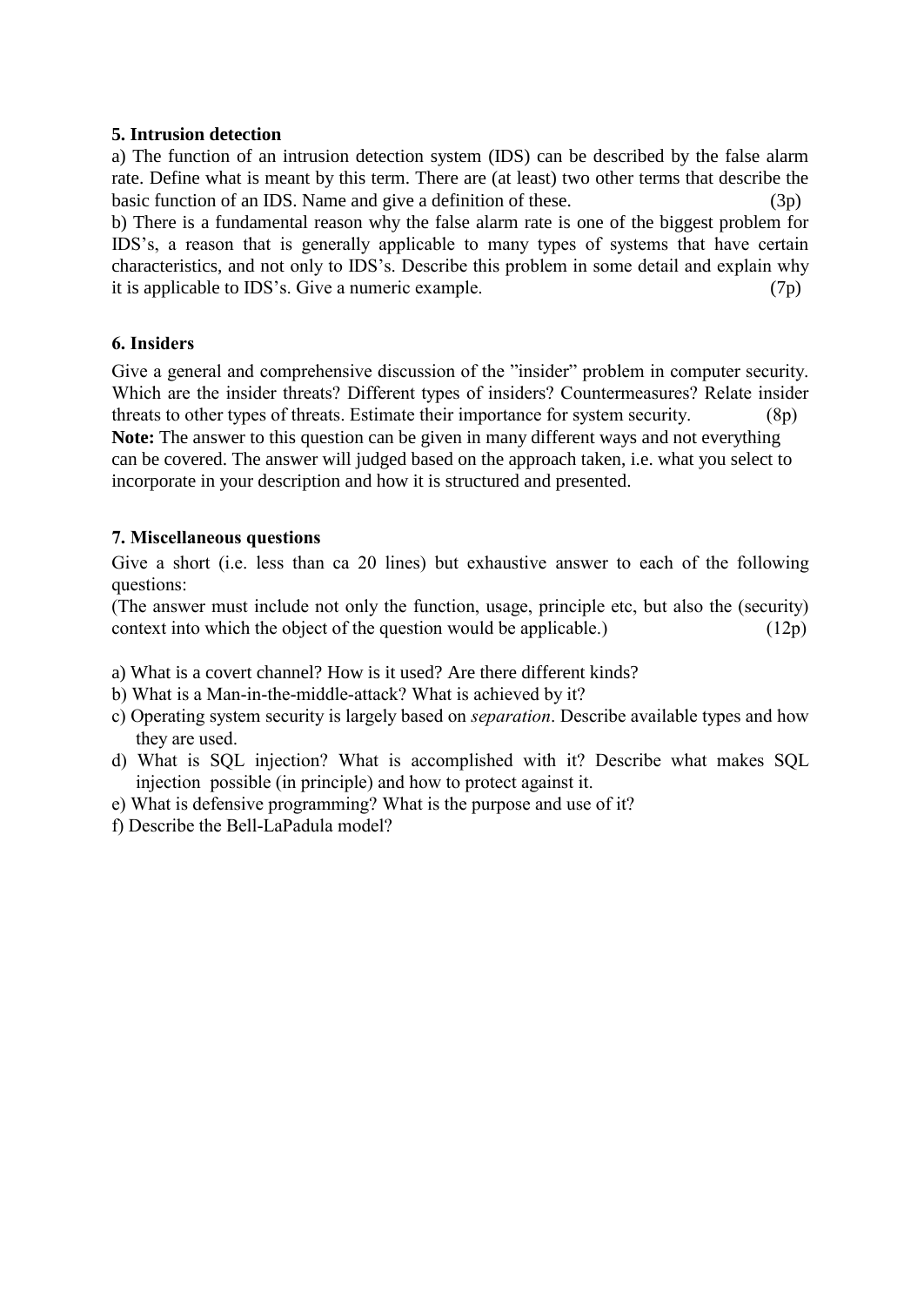**5. Intrusion detection**

a) The function of an intrusion detection system (IDS) can be described by the false alarm rate. Define what is meant by this term. There are (at least) two other terms that describe the basic function of an IDS. Name and give a definition of these. (3p)

b) There is a fundamental reason why the false alarm rate is one of the biggest problem for IDS's, a reason that is generally applicable to many types of systems that have certain characteristics, and not only to IDS's. Describe this problem in some detail and explain why it is applicable to IDS's. Give a numeric example. (7p)

**6. Insiders**

Give a general and comprehensive discussion of the "insider" problem in computer security. Which are the insider threats? Different types of insiders? Countermeasures? Relate insider threats to other types of threats. Estimate their importance for system security. (8p)

**Note:** The answer to this question can be given in many different ways and not everything can be covered. The answer will judged based on the approach taken, i.e. what you select to incorporate in your description and how it is structured and presented.

**7. Miscellaneous questions**

Give a short (i.e. less than ca 20 lines) but exhaustive answer to each of the following questions:

(The answer must include not only the function, usage, principle etc, but also the (security) context into which the object of the question would be applicable.) (12p)

a) What is a covert channel? How is it used? Are there different kinds?

b) What is a Man-in-the-middle-attack? What is achieved by it?

c) Operating system security is largely based on *separation*. Describe available types and how they are used.

d) What is SQL injection? What is accomplished with it? Describe what makes SQL injection possible (in principle) and how to protect against it.

e) What is defensive programming? What is the purpose and use of it?

f) Describe the Bell-LaPadula model?